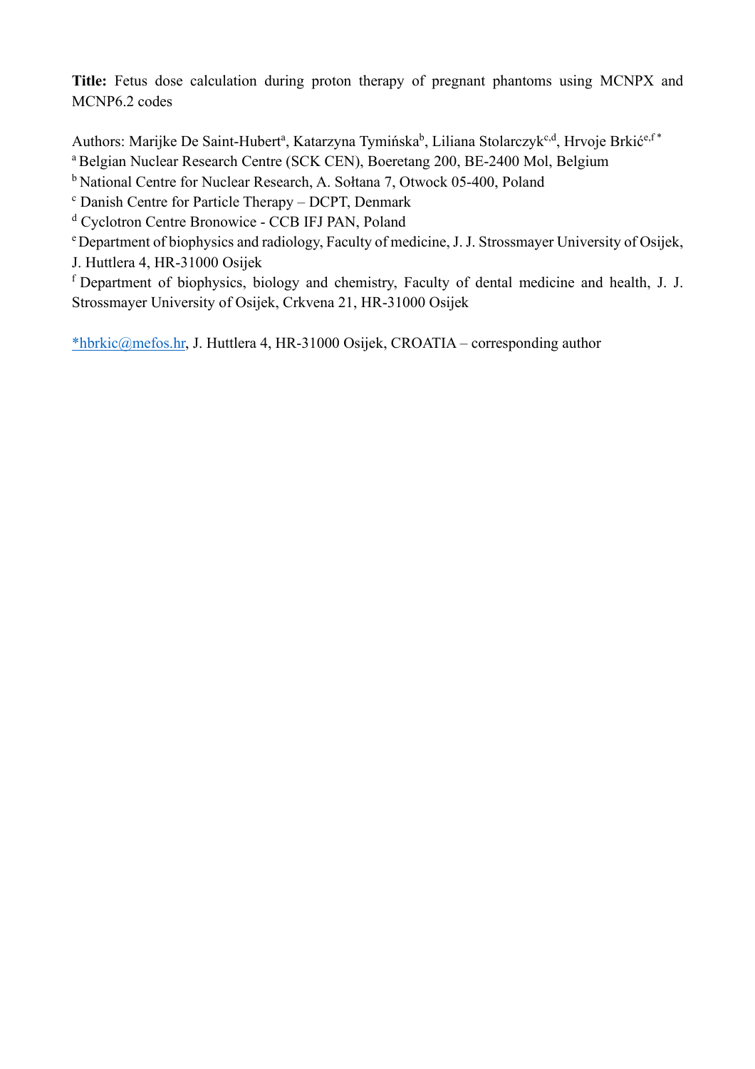**Title:** Fetus dose calculation during proton therapy of pregnant phantoms using MCNPX and MCNP6.2 codes

Authors: Marijke De Saint-Hubert[a], Katarzyna Tymińska[b], Liliana Stolarczyk[c,d], Hrvoje Brkić[e,f *]

[a] Belgian Nuclear Research Centre (SCK CEN), Boeretang 200, BE-2400 Mol, Belgium

[b] National Centre for Nuclear Research, A. Sołtana 7, Otwock 05-400, Poland

[c] Danish Centre for Particle Therapy – DCPT, Denmark

[d] Cyclotron Centre Bronowice - CCB IFJ PAN, Poland

[e] Department of biophysics and radiology, Faculty of medicine, J. J. Strossmayer University of Osijek, J. Huttlera 4, HR-31000 Osijek

[f] Department of biophysics, biology and chemistry, Faculty of dental medicine and health, J. J. Strossmayer University of Osijek, Crkvena 21, HR-31000 Osijek

*hbrkic@mefos.hr, J. Huttlera 4, HR-31000 Osijek, CROATIA – corresponding author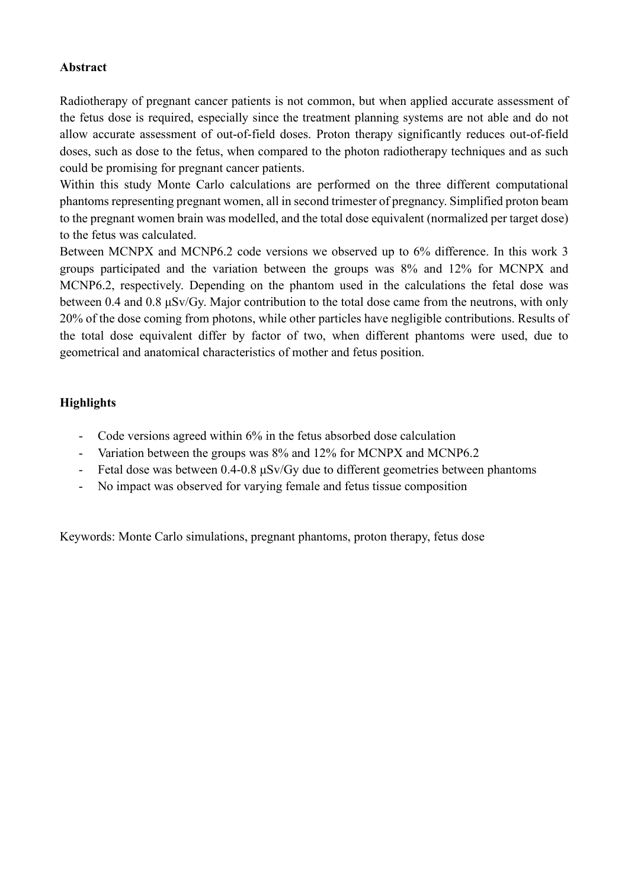**Abstract**

Radiotherapy of pregnant cancer patients is not common, but when applied accurate assessment of the fetus dose is required, especially since the treatment planning systems are not able and do not allow accurate assessment of out-of-field doses. Proton therapy significantly reduces out-of-field doses, such as dose to the fetus, when compared to the photon radiotherapy techniques and as such could be promising for pregnant cancer patients.

Within this study Monte Carlo calculations are performed on the three different computational phantoms representing pregnant women, all in second trimester of pregnancy. Simplified proton beam to the pregnant women brain was modelled, and the total dose equivalent (normalized per target dose) to the fetus was calculated.

Between MCNPX and MCNP6.2 code versions we observed up to 6% difference. In this work 3 groups participated and the variation between the groups was 8% and 12% for MCNPX and MCNP6.2, respectively. Depending on the phantom used in the calculations the fetal dose was between 0.4 and 0.8 μSv/Gy. Major contribution to the total dose came from the neutrons, with only 20% of the dose coming from photons, while other particles have negligible contributions. Results of the total dose equivalent differ by factor of two, when different phantoms were used, due to geometrical and anatomical characteristics of mother and fetus position.

**Highlights**

- Code versions agreed within 6% in the fetus absorbed dose calculation
- Variation between the groups was 8% and 12% for MCNPX and MCNP6.2
- Fetal dose was between 0.4-0.8 μSv/Gy due to different geometries between phantoms
- No impact was observed for varying female and fetus tissue composition

Keywords: Monte Carlo simulations, pregnant phantoms, proton therapy, fetus dose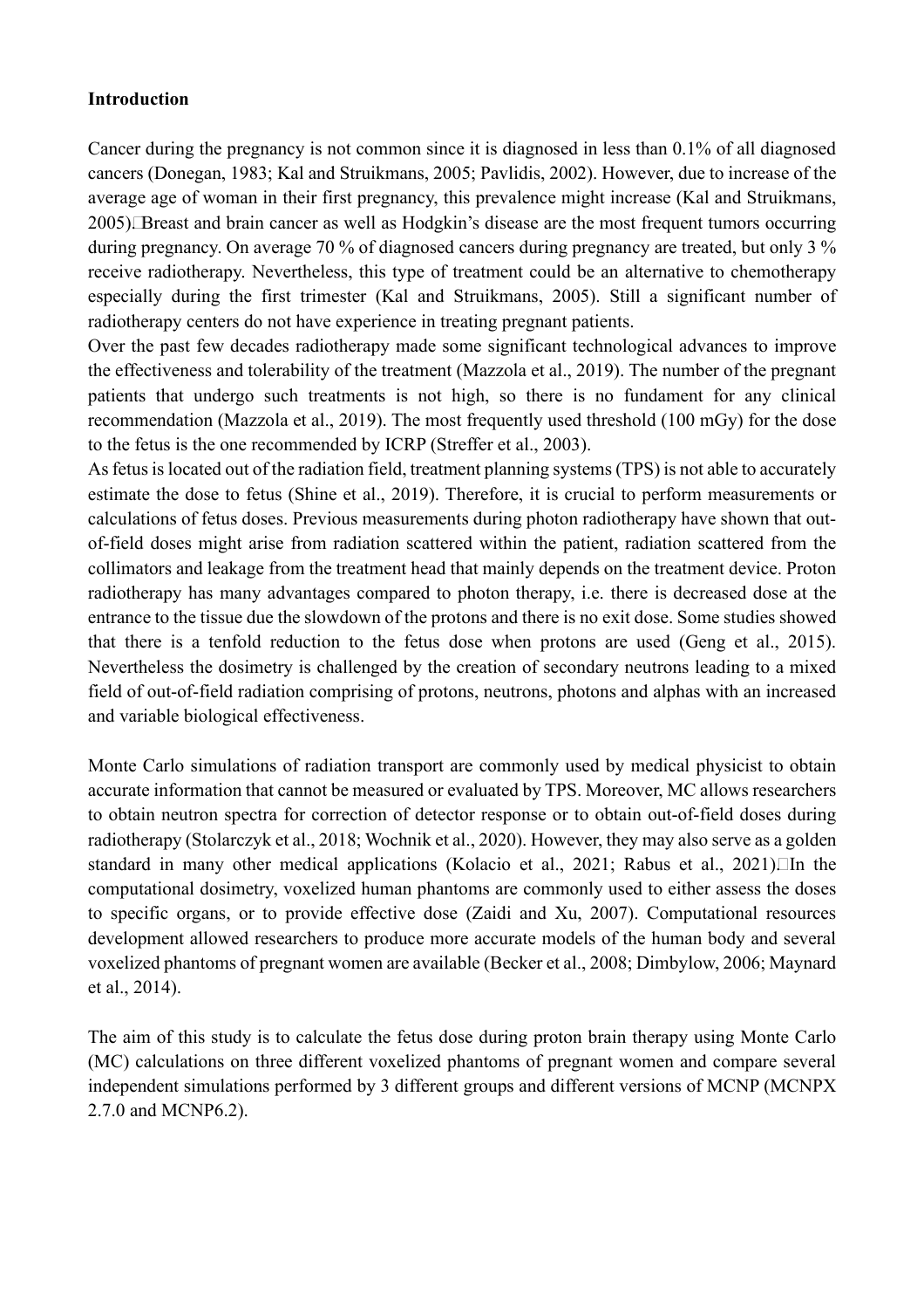**Introduction**

Cancer during the pregnancy is not common since it is diagnosed in less than 0.1% of all diagnosed cancers (Donegan, 1983; Kal and Struikmans, 2005; Pavlidis, 2002). However, due to increase of the average age of woman in their first pregnancy, this prevalence might increase (Kal and Struikmans, 2005). Breast and brain cancer as well as Hodgkin's disease are the most frequent tumors occurring during pregnancy. On average 70 % of diagnosed cancers during pregnancy are treated, but only 3 % receive radiotherapy. Nevertheless, this type of treatment could be an alternative to chemotherapy especially during the first trimester (Kal and Struikmans, 2005). Still a significant number of radiotherapy centers do not have experience in treating pregnant patients.

Over the past few decades radiotherapy made some significant technological advances to improve the effectiveness and tolerability of the treatment (Mazzola et al., 2019). The number of the pregnant patients that undergo such treatments is not high, so there is no fundament for any clinical recommendation (Mazzola et al., 2019). The most frequently used threshold (100 mGy) for the dose to the fetus is the one recommended by ICRP (Streffer et al., 2003).

As fetus is located out of the radiation field, treatment planning systems (TPS) is not able to accurately estimate the dose to fetus (Shine et al., 2019). Therefore, it is crucial to perform measurements or calculations of fetus doses. Previous measurements during photon radiotherapy have shown that out-of-field doses might arise from radiation scattered within the patient, radiation scattered from the collimators and leakage from the treatment head that mainly depends on the treatment device. Proton radiotherapy has many advantages compared to photon therapy, i.e. there is decreased dose at the entrance to the tissue due the slowdown of the protons and there is no exit dose. Some studies showed that there is a tenfold reduction to the fetus dose when protons are used (Geng et al., 2015). Nevertheless the dosimetry is challenged by the creation of secondary neutrons leading to a mixed field of out-of-field radiation comprising of protons, neutrons, photons and alphas with an increased and variable biological effectiveness.

Monte Carlo simulations of radiation transport are commonly used by medical physicist to obtain accurate information that cannot be measured or evaluated by TPS. Moreover, MC allows researchers to obtain neutron spectra for correction of detector response or to obtain out-of-field doses during radiotherapy (Stolarczyk et al., 2018; Wochnik et al., 2020). However, they may also serve as a golden standard in many other medical applications (Kolacio et al., 2021; Rabus et al., 2021). In the computational dosimetry, voxelized human phantoms are commonly used to either assess the doses to specific organs, or to provide effective dose (Zaidi and Xu, 2007). Computational resources development allowed researchers to produce more accurate models of the human body and several voxelized phantoms of pregnant women are available (Becker et al., 2008; Dimbylow, 2006; Maynard et al., 2014).

The aim of this study is to calculate the fetus dose during proton brain therapy using Monte Carlo (MC) calculations on three different voxelized phantoms of pregnant women and compare several independent simulations performed by 3 different groups and different versions of MCNP (MCNPX 2.7.0 and MCNP6.2).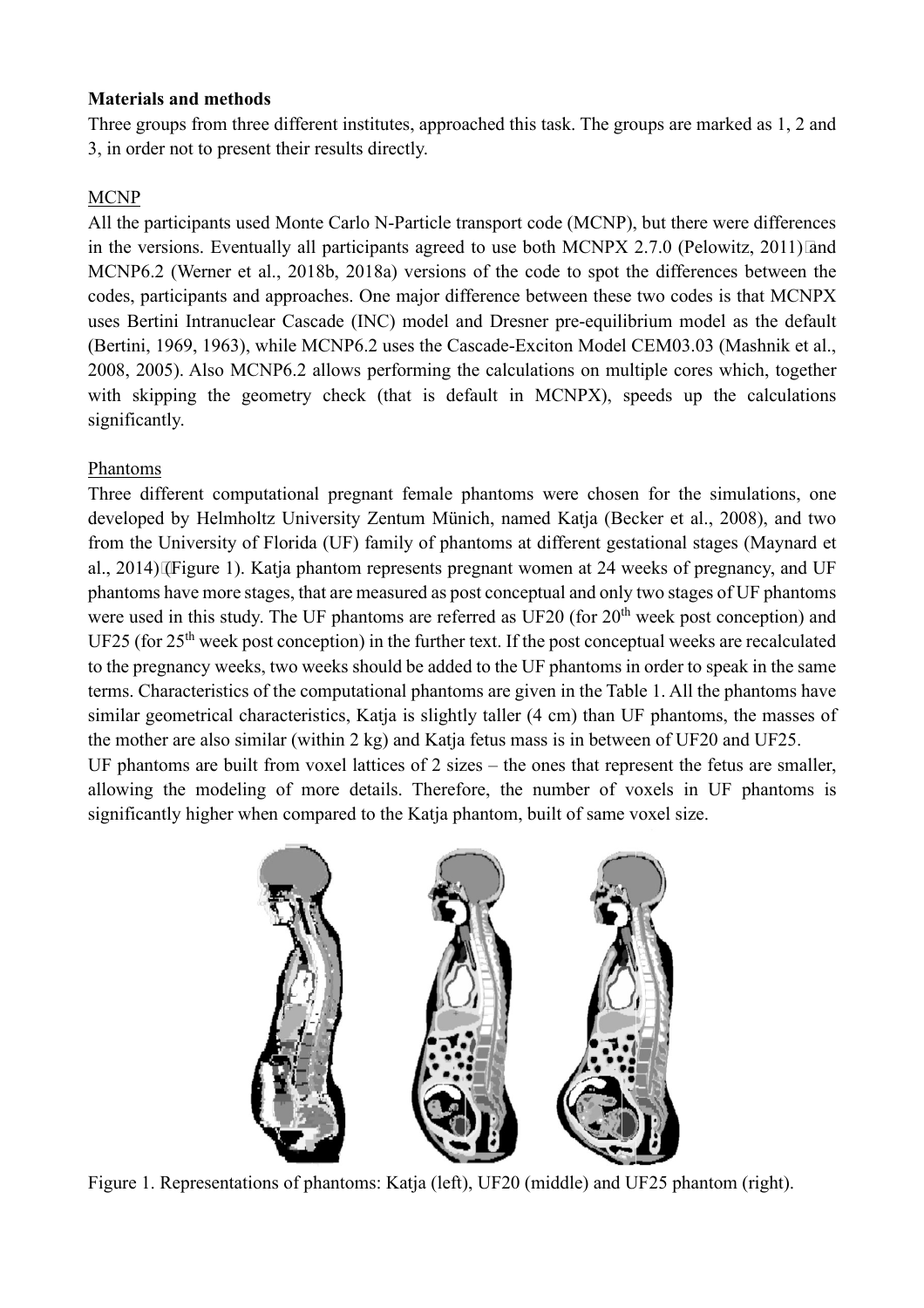**Materials and methods**

Three groups from three different institutes, approached this task. The groups are marked as 1, 2 and 3, in order not to present their results directly.

MCNP

All the participants used Monte Carlo N-Particle transport code (MCNP), but there were differences in the versions. Eventually all participants agreed to use both MCNPX 2.7.0 (Pelowitz, 2011) and MCNP6.2 (Werner et al., 2018b, 2018a) versions of the code to spot the differences between the codes, participants and approaches. One major difference between these two codes is that MCNPX uses Bertini Intranuclear Cascade (INC) model and Dresner pre-equilibrium model as the default (Bertini, 1969, 1963), while MCNP6.2 uses the Cascade-Exciton Model CEM03.03 (Mashnik et al., 2008, 2005). Also MCNP6.2 allows performing the calculations on multiple cores which, together with skipping the geometry check (that is default in MCNPX), speeds up the calculations significantly.

Phantoms

Three different computational pregnant female phantoms were chosen for the simulations, one developed by Helmholtz University Zentum Münich, named Katja (Becker et al., 2008), and two from the University of Florida (UF) family of phantoms at different gestational stages (Maynard et al., 2014) (Figure 1). Katja phantom represents pregnant women at 24 weeks of pregnancy, and UF phantoms have more stages, that are measured as post conceptual and only two stages of UF phantoms were used in this study. The UF phantoms are referred as UF20 (for 20th week post conception) and UF25 (for 25th week post conception) in the further text. If the post conceptual weeks are recalculated to the pregnancy weeks, two weeks should be added to the UF phantoms in order to speak in the same terms. Characteristics of the computational phantoms are given in the Table 1. All the phantoms have similar geometrical characteristics, Katja is slightly taller (4 cm) than UF phantoms, the masses of the mother are also similar (within 2 kg) and Katja fetus mass is in between of UF20 and UF25.

UF phantoms are built from voxel lattices of 2 sizes – the ones that represent the fetus are smaller, allowing the modeling of more details. Therefore, the number of voxels in UF phantoms is significantly higher when compared to the Katja phantom, built of same voxel size.

Figure 1. Representations of phantoms: Katja (left), UF20 (middle) and UF25 phantom (right).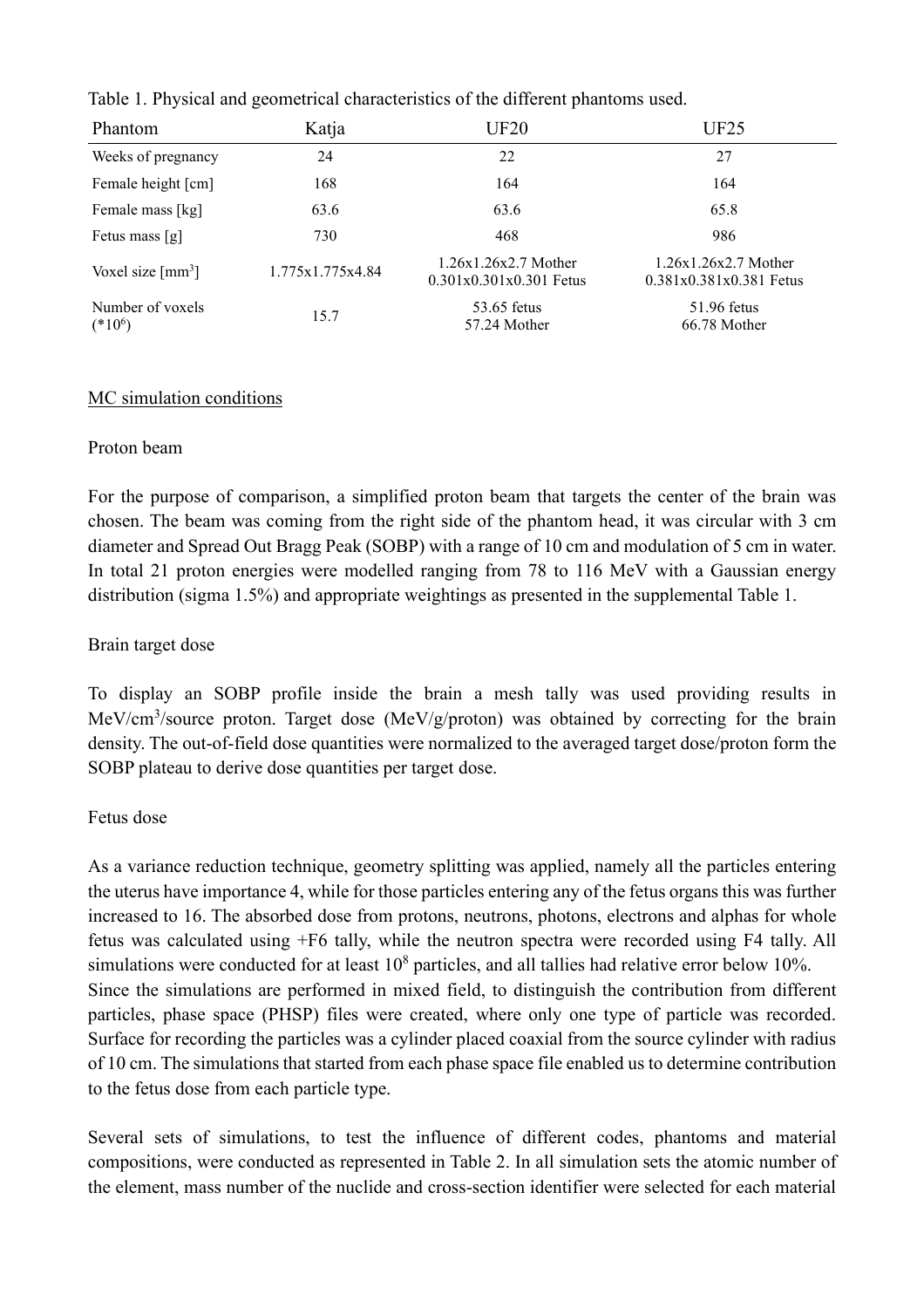Table 1. Physical and geometrical characteristics of the different phantoms used.

| Phantom | Katja | UF20 | UF25 |
|---|---|---|---|
| Weeks of pregnancy | 24 | 22 | 27 |
| Female height [cm] | 168 | 164 | 164 |
| Female mass [kg] | 63.6 | 63.6 | 65.8 |
| Fetus mass [g] | 730 | 468 | 986 |
| Voxel size [$mm^3$] | 1.775x1.775x4.84 | 1.26x1.26x2.7 Mother<br>0.301x0.301x0.301 Fetus | 1.26x1.26x2.7 Mother<br>0.381x0.381x0.381 Fetus |
| Number of voxels ($*10^6$) | 15.7 | 53.65 fetus<br>57.24 Mother | 51.96 fetus<br>66.78 Mother |

MC simulation conditions

Proton beam

For the purpose of comparison, a simplified proton beam that targets the center of the brain was chosen. The beam was coming from the right side of the phantom head, it was circular with 3 cm diameter and Spread Out Bragg Peak (SOBP) with a range of 10 cm and modulation of 5 cm in water. In total 21 proton energies were modelled ranging from 78 to 116 MeV with a Gaussian energy distribution (sigma 1.5%) and appropriate weightings as presented in the supplemental Table 1.

Brain target dose

To display an SOBP profile inside the brain a mesh tally was used providing results in MeV/$cm^3$/source proton. Target dose (MeV/g/proton) was obtained by correcting for the brain density. The out-of-field dose quantities were normalized to the averaged target dose/proton form the SOBP plateau to derive dose quantities per target dose.

Fetus dose

As a variance reduction technique, geometry splitting was applied, namely all the particles entering the uterus have importance 4, while for those particles entering any of the fetus organs this was further increased to 16. The absorbed dose from protons, neutrons, photons, electrons and alphas for whole fetus was calculated using +F6 tally, while the neutron spectra were recorded using F4 tally. All simulations were conducted for at least $10^8$ particles, and all tallies had relative error below 10%.
Since the simulations are performed in mixed field, to distinguish the contribution from different particles, phase space (PHSP) files were created, where only one type of particle was recorded. Surface for recording the particles was a cylinder placed coaxial from the source cylinder with radius of 10 cm. The simulations that started from each phase space file enabled us to determine contribution to the fetus dose from each particle type.

Several sets of simulations, to test the influence of different codes, phantoms and material compositions, were conducted as represented in Table 2. In all simulation sets the atomic number of the element, mass number of the nuclide and cross-section identifier were selected for each material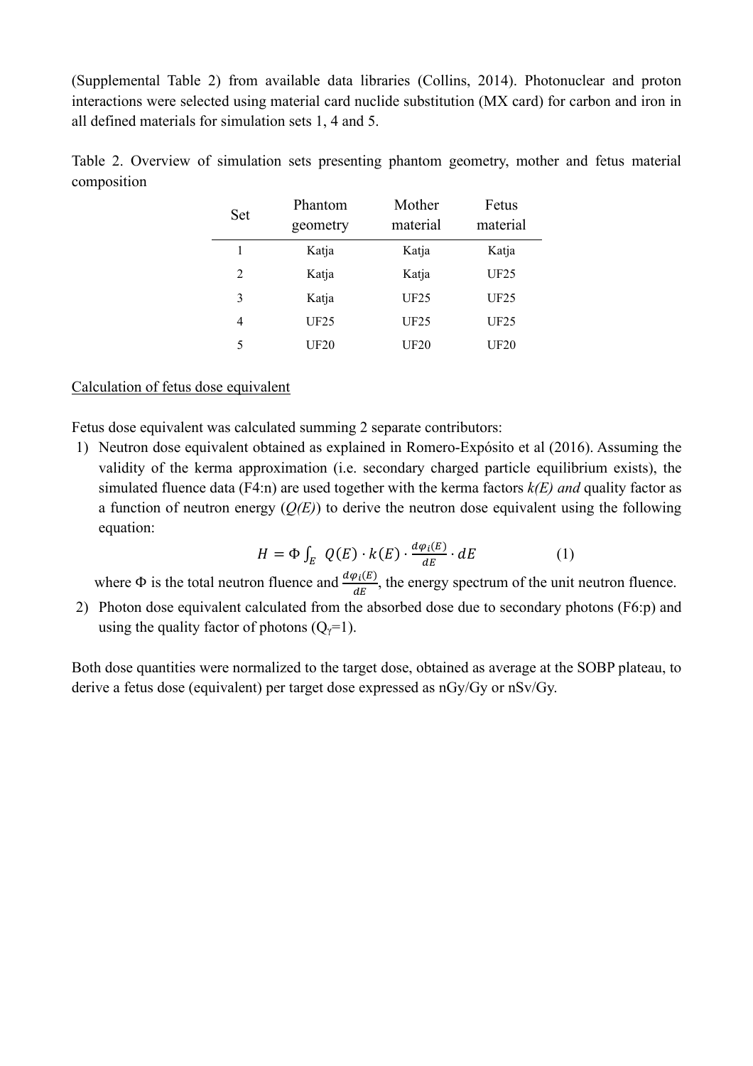(Supplemental Table 2) from available data libraries (Collins, 2014). Photonuclear and proton interactions were selected using material card nuclide substitution (MX card) for carbon and iron in all defined materials for simulation sets 1, 4 and 5.

Table 2. Overview of simulation sets presenting phantom geometry, mother and fetus material composition

| Set | Phantom geometry | Mother material | Fetus material |
|---|---|---|---|
| 1 | Katja | Katja | Katja |
| 2 | Katja | Katja | UF25 |
| 3 | Katja | UF25 | UF25 |
| 4 | UF25 | UF25 | UF25 |
| 5 | UF20 | UF20 | UF20 |

Calculation of fetus dose equivalent

Fetus dose equivalent was calculated summing 2 separate contributors:

1) Neutron dose equivalent obtained as explained in Romero-Expósito et al (2016). Assuming the validity of the kerma approximation (i.e. secondary charged particle equilibrium exists), the simulated fluence data (F4:n) are used together with the kerma factors *k(E) and* quality factor as a function of neutron energy (*Q(E)*) to derive the neutron dose equivalent using the following equation:

$$H = \Phi \int_E Q(E) \cdot k(E) \cdot \frac{d\varphi_i(E)}{dE} \cdot dE \qquad (1)$$

where $\Phi$ is the total neutron fluence and $\frac{d\varphi_i(E)}{dE}$, the energy spectrum of the unit neutron fluence.

2) Photon dose equivalent calculated from the absorbed dose due to secondary photons (F6:p) and using the quality factor of photons ($Q_\gamma$=1).

Both dose quantities were normalized to the target dose, obtained as average at the SOBP plateau, to derive a fetus dose (equivalent) per target dose expressed as nGy/Gy or nSv/Gy.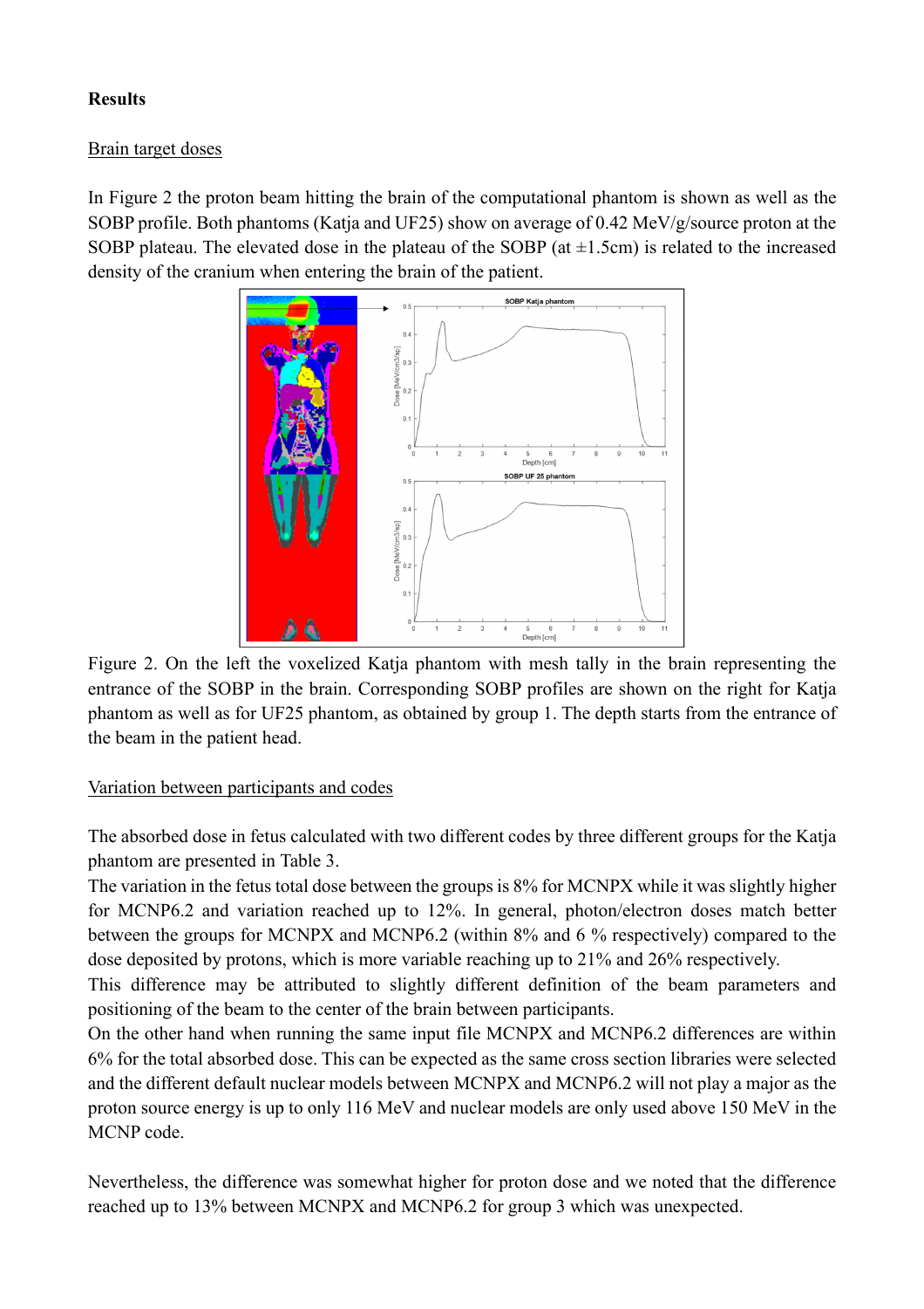**Results**

Brain target doses

In Figure 2 the proton beam hitting the brain of the computational phantom is shown as well as the SOBP profile. Both phantoms (Katja and UF25) show on average of 0.42 MeV/g/source proton at the SOBP plateau. The elevated dose in the plateau of the SOBP (at ±1.5cm) is related to the increased density of the cranium when entering the brain of the patient.

Figure 2. On the left the voxelized Katja phantom with mesh tally in the brain representing the entrance of the SOBP in the brain. Corresponding SOBP profiles are shown on the right for Katja phantom as well as for UF25 phantom, as obtained by group 1. The depth starts from the entrance of the beam in the patient head.

Variation between participants and codes

The absorbed dose in fetus calculated with two different codes by three different groups for the Katja phantom are presented in Table 3.

The variation in the fetus total dose between the groups is 8% for MCNPX while it was slightly higher for MCNP6.2 and variation reached up to 12%. In general, photon/electron doses match better between the groups for MCNPX and MCNP6.2 (within 8% and 6 % respectively) compared to the dose deposited by protons, which is more variable reaching up to 21% and 26% respectively.

This difference may be attributed to slightly different definition of the beam parameters and positioning of the beam to the center of the brain between participants.

On the other hand when running the same input file MCNPX and MCNP6.2 differences are within 6% for the total absorbed dose. This can be expected as the same cross section libraries were selected and the different default nuclear models between MCNPX and MCNP6.2 will not play a major as the proton source energy is up to only 116 MeV and nuclear models are only used above 150 MeV in the MCNP code.

Nevertheless, the difference was somewhat higher for proton dose and we noted that the difference reached up to 13% between MCNPX and MCNP6.2 for group 3 which was unexpected.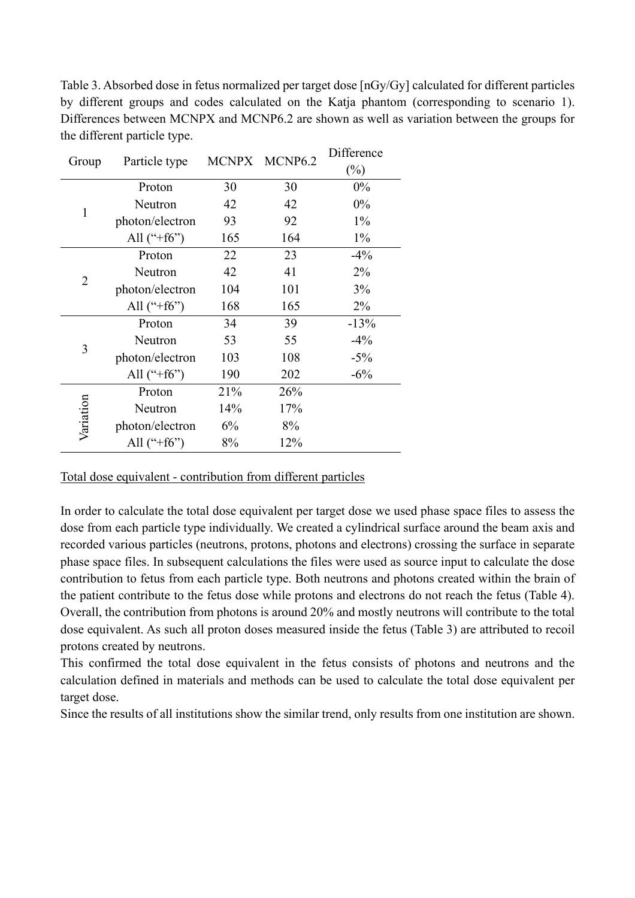Table 3. Absorbed dose in fetus normalized per target dose [nGy/Gy] calculated for different particles by different groups and codes calculated on the Katja phantom (corresponding to scenario 1). Differences between MCNPX and MCNP6.2 are shown as well as variation between the groups for the different particle type.

| Group | Particle type | MCNPX | MCNP6.2 | Difference (%) |
|---|---|---|---|---|
| 1 | Proton | 30 | 30 | 0% |
| | Neutron | 42 | 42 | 0% |
| | photon/electron | 93 | 92 | 1% |
| | All ("+f6") | 165 | 164 | 1% |
| 2 | Proton | 22 | 23 | -4% |
| | Neutron | 42 | 41 | 2% |
| | photon/electron | 104 | 101 | 3% |
| | All ("+f6") | 168 | 165 | 2% |
| 3 | Proton | 34 | 39 | -13% |
| | Neutron | 53 | 55 | -4% |
| | photon/electron | 103 | 108 | -5% |
| | All ("+f6") | 190 | 202 | -6% |
| Variation | Proton | 21% | 26% | |
| | Neutron | 14% | 17% | |
| | photon/electron | 6% | 8% | |
| | All ("+f6") | 8% | 12% | |

<u>Total dose equivalent - contribution from different particles</u>

In order to calculate the total dose equivalent per target dose we used phase space files to assess the dose from each particle type individually. We created a cylindrical surface around the beam axis and recorded various particles (neutrons, protons, photons and electrons) crossing the surface in separate phase space files. In subsequent calculations the files were used as source input to calculate the dose contribution to fetus from each particle type. Both neutrons and photons created within the brain of the patient contribute to the fetus dose while protons and electrons do not reach the fetus (Table 4). Overall, the contribution from photons is around 20% and mostly neutrons will contribute to the total dose equivalent. As such all proton doses measured inside the fetus (Table 3) are attributed to recoil protons created by neutrons.

This confirmed the total dose equivalent in the fetus consists of photons and neutrons and the calculation defined in materials and methods can be used to calculate the total dose equivalent per target dose.

Since the results of all institutions show the similar trend, only results from one institution are shown.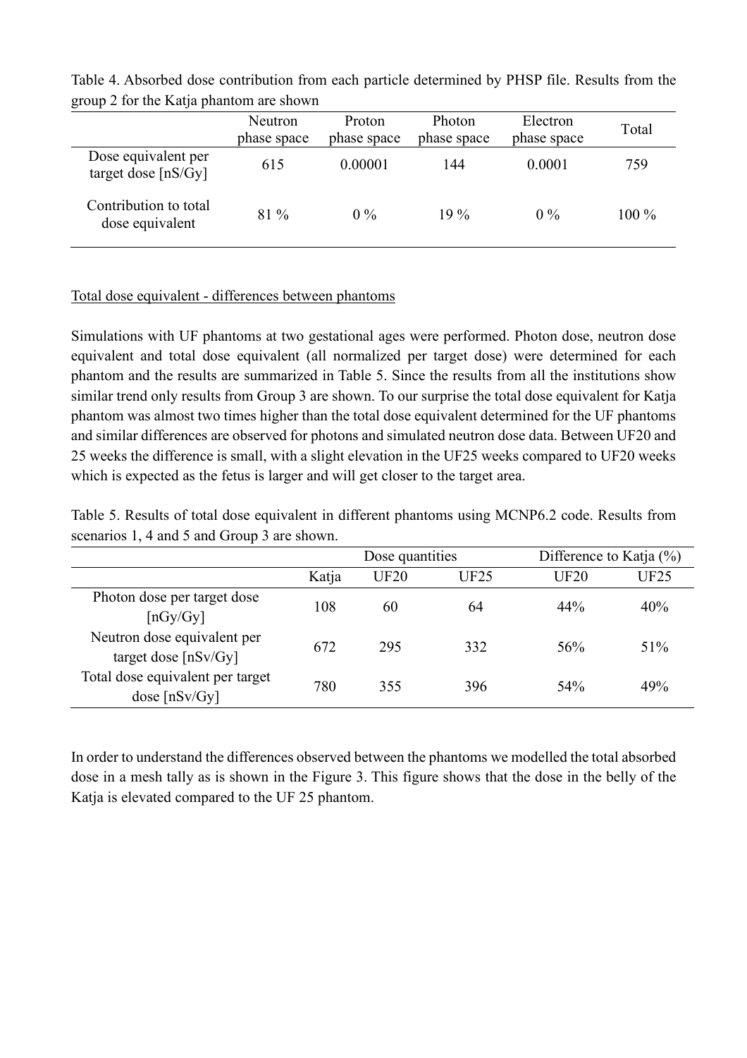Table 4. Absorbed dose contribution from each particle determined by PHSP file. Results from the group 2 for the Katja phantom are shown

| | Neutron phase space | Proton phase space | Photon phase space | Electron phase space | Total |
|---|---|---|---|---|---|
| Dose equivalent per target dose [nS/Gy] | 615 | 0.00001 | 144 | 0.0001 | 759 |
| Contribution to total dose equivalent | 81 % | 0 % | 19 % | 0 % | 100 % |

Total dose equivalent - differences between phantoms

Simulations with UF phantoms at two gestational ages were performed. Photon dose, neutron dose equivalent and total dose equivalent (all normalized per target dose) were determined for each phantom and the results are summarized in Table 5. Since the results from all the institutions show similar trend only results from Group 3 are shown. To our surprise the total dose equivalent for Katja phantom was almost two times higher than the total dose equivalent determined for the UF phantoms and similar differences are observed for photons and simulated neutron dose data. Between UF20 and 25 weeks the difference is small, with a slight elevation in the UF25 weeks compared to UF20 weeks which is expected as the fetus is larger and will get closer to the target area.

Table 5. Results of total dose equivalent in different phantoms using MCNP6.2 code. Results from scenarios 1, 4 and 5 and Group 3 are shown.

| | Dose quantities | | | Difference to Katja (%) | |
|---|---|---|---|---|---|
| | Katja | UF20 | UF25 | UF20 | UF25 |
| Photon dose per target dose [nGy/Gy] | 108 | 60 | 64 | 44% | 40% |
| Neutron dose equivalent per target dose [nSv/Gy] | 672 | 295 | 332 | 56% | 51% |
| Total dose equivalent per target dose [nSv/Gy] | 780 | 355 | 396 | 54% | 49% |

In order to understand the differences observed between the phantoms we modelled the total absorbed dose in a mesh tally as is shown in the Figure 3. This figure shows that the dose in the belly of the Katja is elevated compared to the UF 25 phantom.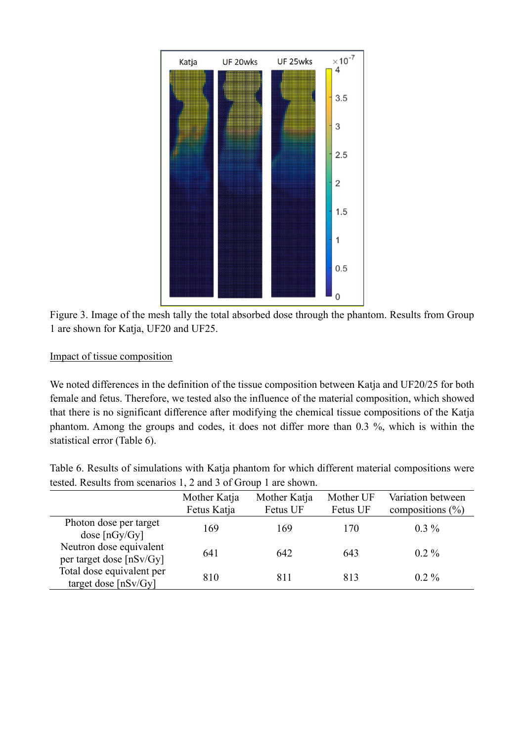Figure 3. Image of the mesh tally the total absorbed dose through the phantom. Results from Group 1 are shown for Katja, UF20 and UF25.

<u>Impact of tissue composition</u>

We noted differences in the definition of the tissue composition between Katja and UF20/25 for both female and fetus. Therefore, we tested also the influence of the material composition, which showed that there is no significant difference after modifying the chemical tissue compositions of the Katja phantom. Among the groups and codes, it does not differ more than 0.3 %, which is within the statistical error (Table 6).

Table 6. Results of simulations with Katja phantom for which different material compositions were tested. Results from scenarios 1, 2 and 3 of Group 1 are shown.

| | Mother Katja Fetus Katja | Mother Katja Fetus UF | Mother UF Fetus UF | Variation between compositions (%) |
|---|---|---|---|---|
| Photon dose per target dose [nGy/Gy] | 169 | 169 | 170 | 0.3 % |
| Neutron dose equivalent per target dose [nSv/Gy] | 641 | 642 | 643 | 0.2 % |
| Total dose equivalent per target dose [nSv/Gy] | 810 | 811 | 813 | 0.2 % |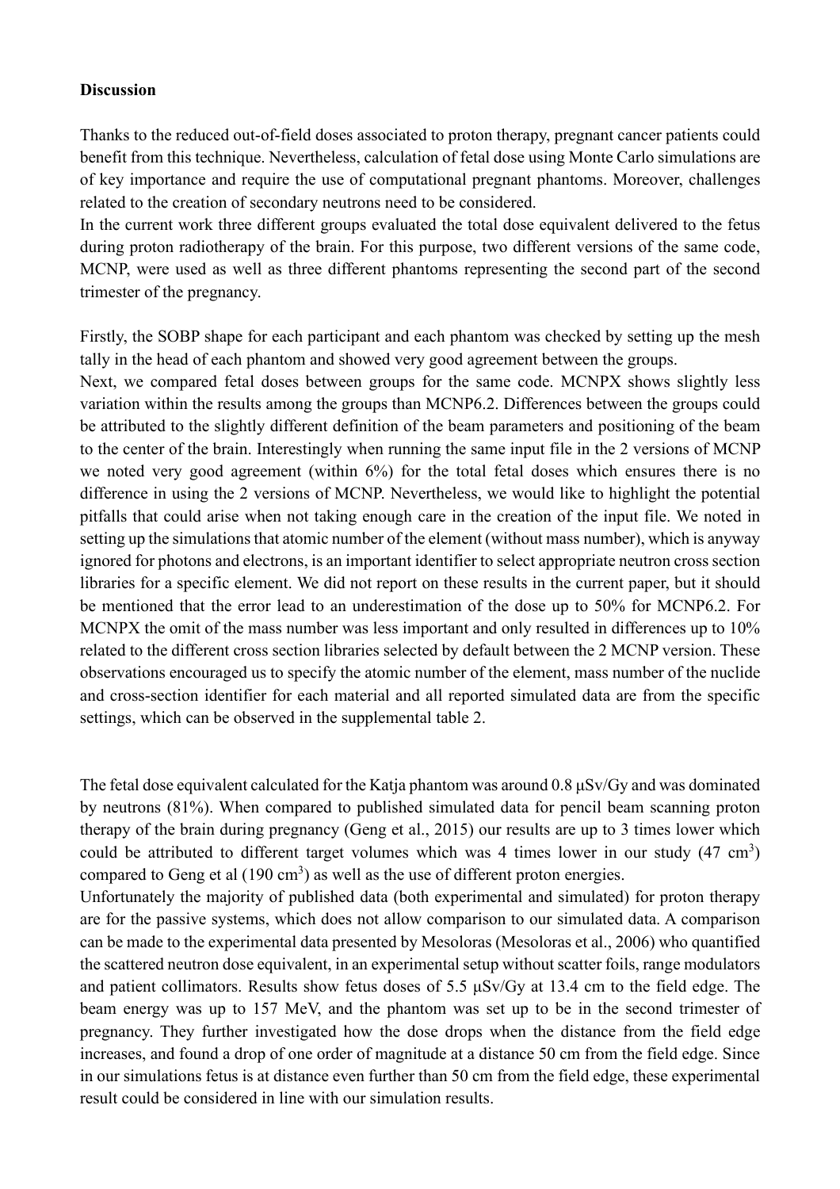**Discussion**

Thanks to the reduced out-of-field doses associated to proton therapy, pregnant cancer patients could benefit from this technique. Nevertheless, calculation of fetal dose using Monte Carlo simulations are of key importance and require the use of computational pregnant phantoms. Moreover, challenges related to the creation of secondary neutrons need to be considered.

In the current work three different groups evaluated the total dose equivalent delivered to the fetus during proton radiotherapy of the brain. For this purpose, two different versions of the same code, MCNP, were used as well as three different phantoms representing the second part of the second trimester of the pregnancy.

Firstly, the SOBP shape for each participant and each phantom was checked by setting up the mesh tally in the head of each phantom and showed very good agreement between the groups.

Next, we compared fetal doses between groups for the same code. MCNPX shows slightly less variation within the results among the groups than MCNP6.2. Differences between the groups could be attributed to the slightly different definition of the beam parameters and positioning of the beam to the center of the brain. Interestingly when running the same input file in the 2 versions of MCNP we noted very good agreement (within 6%) for the total fetal doses which ensures there is no difference in using the 2 versions of MCNP. Nevertheless, we would like to highlight the potential pitfalls that could arise when not taking enough care in the creation of the input file. We noted in setting up the simulations that atomic number of the element (without mass number), which is anyway ignored for photons and electrons, is an important identifier to select appropriate neutron cross section libraries for a specific element. We did not report on these results in the current paper, but it should be mentioned that the error lead to an underestimation of the dose up to 50% for MCNP6.2. For MCNPX the omit of the mass number was less important and only resulted in differences up to 10% related to the different cross section libraries selected by default between the 2 MCNP version. These observations encouraged us to specify the atomic number of the element, mass number of the nuclide and cross-section identifier for each material and all reported simulated data are from the specific settings, which can be observed in the supplemental table 2.

The fetal dose equivalent calculated for the Katja phantom was around 0.8 μSv/Gy and was dominated by neutrons (81%). When compared to published simulated data for pencil beam scanning proton therapy of the brain during pregnancy (Geng et al., 2015) our results are up to 3 times lower which could be attributed to different target volumes which was 4 times lower in our study (47 $cm^3$) compared to Geng et al (190 $cm^3$) as well as the use of different proton energies.

Unfortunately the majority of published data (both experimental and simulated) for proton therapy are for the passive systems, which does not allow comparison to our simulated data. A comparison can be made to the experimental data presented by Mesoloras (Mesoloras et al., 2006) who quantified the scattered neutron dose equivalent, in an experimental setup without scatter foils, range modulators and patient collimators. Results show fetus doses of 5.5 μSv/Gy at 13.4 cm to the field edge. The beam energy was up to 157 MeV, and the phantom was set up to be in the second trimester of pregnancy. They further investigated how the dose drops when the distance from the field edge increases, and found a drop of one order of magnitude at a distance 50 cm from the field edge. Since in our simulations fetus is at distance even further than 50 cm from the field edge, these experimental result could be considered in line with our simulation results.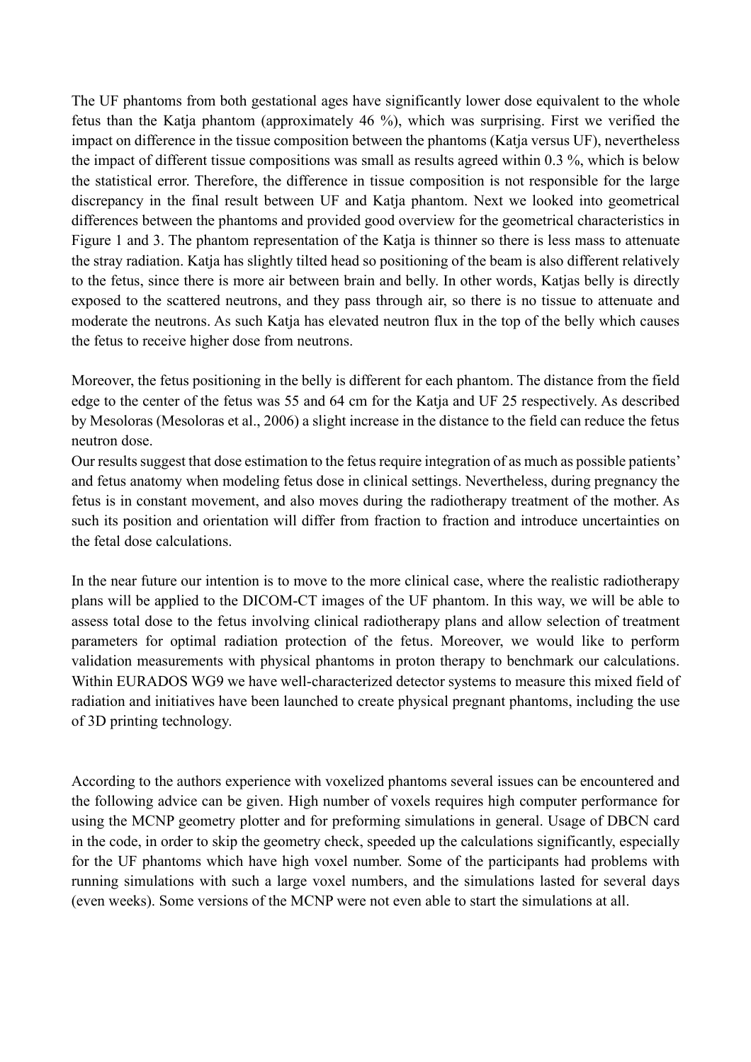The UF phantoms from both gestational ages have significantly lower dose equivalent to the whole fetus than the Katja phantom (approximately 46 %), which was surprising. First we verified the impact on difference in the tissue composition between the phantoms (Katja versus UF), nevertheless the impact of different tissue compositions was small as results agreed within 0.3 %, which is below the statistical error. Therefore, the difference in tissue composition is not responsible for the large discrepancy in the final result between UF and Katja phantom. Next we looked into geometrical differences between the phantoms and provided good overview for the geometrical characteristics in Figure 1 and 3. The phantom representation of the Katja is thinner so there is less mass to attenuate the stray radiation. Katja has slightly tilted head so positioning of the beam is also different relatively to the fetus, since there is more air between brain and belly. In other words, Katjas belly is directly exposed to the scattered neutrons, and they pass through air, so there is no tissue to attenuate and moderate the neutrons. As such Katja has elevated neutron flux in the top of the belly which causes the fetus to receive higher dose from neutrons.

Moreover, the fetus positioning in the belly is different for each phantom. The distance from the field edge to the center of the fetus was 55 and 64 cm for the Katja and UF 25 respectively. As described by Mesoloras (Mesoloras et al., 2006) a slight increase in the distance to the field can reduce the fetus neutron dose.

Our results suggest that dose estimation to the fetus require integration of as much as possible patients' and fetus anatomy when modeling fetus dose in clinical settings. Nevertheless, during pregnancy the fetus is in constant movement, and also moves during the radiotherapy treatment of the mother. As such its position and orientation will differ from fraction to fraction and introduce uncertainties on the fetal dose calculations.

In the near future our intention is to move to the more clinical case, where the realistic radiotherapy plans will be applied to the DICOM-CT images of the UF phantom. In this way, we will be able to assess total dose to the fetus involving clinical radiotherapy plans and allow selection of treatment parameters for optimal radiation protection of the fetus. Moreover, we would like to perform validation measurements with physical phantoms in proton therapy to benchmark our calculations. Within EURADOS WG9 we have well-characterized detector systems to measure this mixed field of radiation and initiatives have been launched to create physical pregnant phantoms, including the use of 3D printing technology.

According to the authors experience with voxelized phantoms several issues can be encountered and the following advice can be given. High number of voxels requires high computer performance for using the MCNP geometry plotter and for preforming simulations in general. Usage of DBCN card in the code, in order to skip the geometry check, speeded up the calculations significantly, especially for the UF phantoms which have high voxel number. Some of the participants had problems with running simulations with such a large voxel numbers, and the simulations lasted for several days (even weeks). Some versions of the MCNP were not even able to start the simulations at all.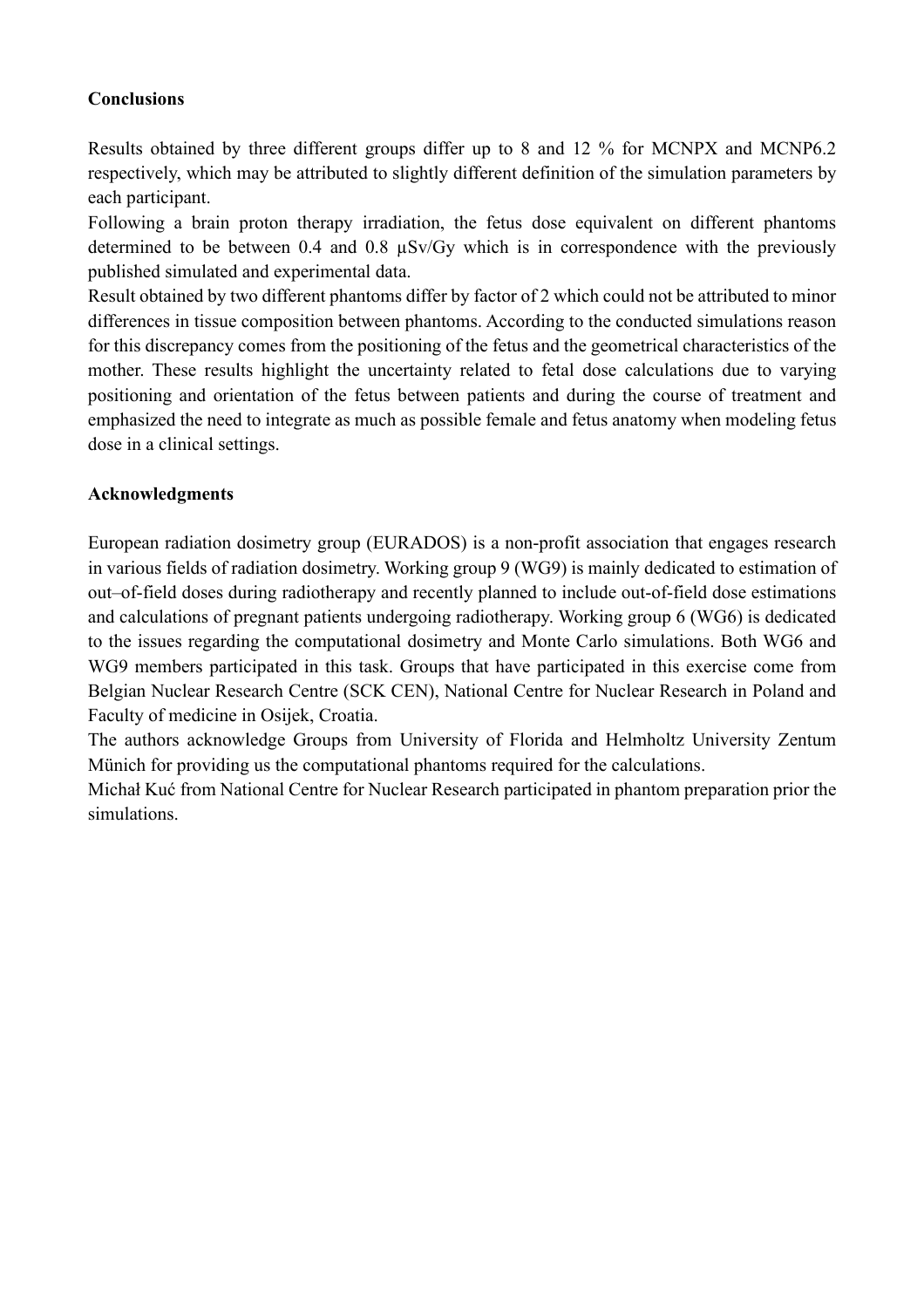**Conclusions**

Results obtained by three different groups differ up to 8 and 12 % for MCNPX and MCNP6.2 respectively, which may be attributed to slightly different definition of the simulation parameters by each participant.

Following a brain proton therapy irradiation, the fetus dose equivalent on different phantoms determined to be between 0.4 and 0.8 μSv/Gy which is in correspondence with the previously published simulated and experimental data.

Result obtained by two different phantoms differ by factor of 2 which could not be attributed to minor differences in tissue composition between phantoms. According to the conducted simulations reason for this discrepancy comes from the positioning of the fetus and the geometrical characteristics of the mother. These results highlight the uncertainty related to fetal dose calculations due to varying positioning and orientation of the fetus between patients and during the course of treatment and emphasized the need to integrate as much as possible female and fetus anatomy when modeling fetus dose in a clinical settings.

**Acknowledgments**

European radiation dosimetry group (EURADOS) is a non-profit association that engages research in various fields of radiation dosimetry. Working group 9 (WG9) is mainly dedicated to estimation of out–of-field doses during radiotherapy and recently planned to include out-of-field dose estimations and calculations of pregnant patients undergoing radiotherapy. Working group 6 (WG6) is dedicated to the issues regarding the computational dosimetry and Monte Carlo simulations. Both WG6 and WG9 members participated in this task. Groups that have participated in this exercise come from Belgian Nuclear Research Centre (SCK CEN), National Centre for Nuclear Research in Poland and Faculty of medicine in Osijek, Croatia.

The authors acknowledge Groups from University of Florida and Helmholtz University Zentum Münich for providing us the computational phantoms required for the calculations.

Michał Kuć from National Centre for Nuclear Research participated in phantom preparation prior the simulations.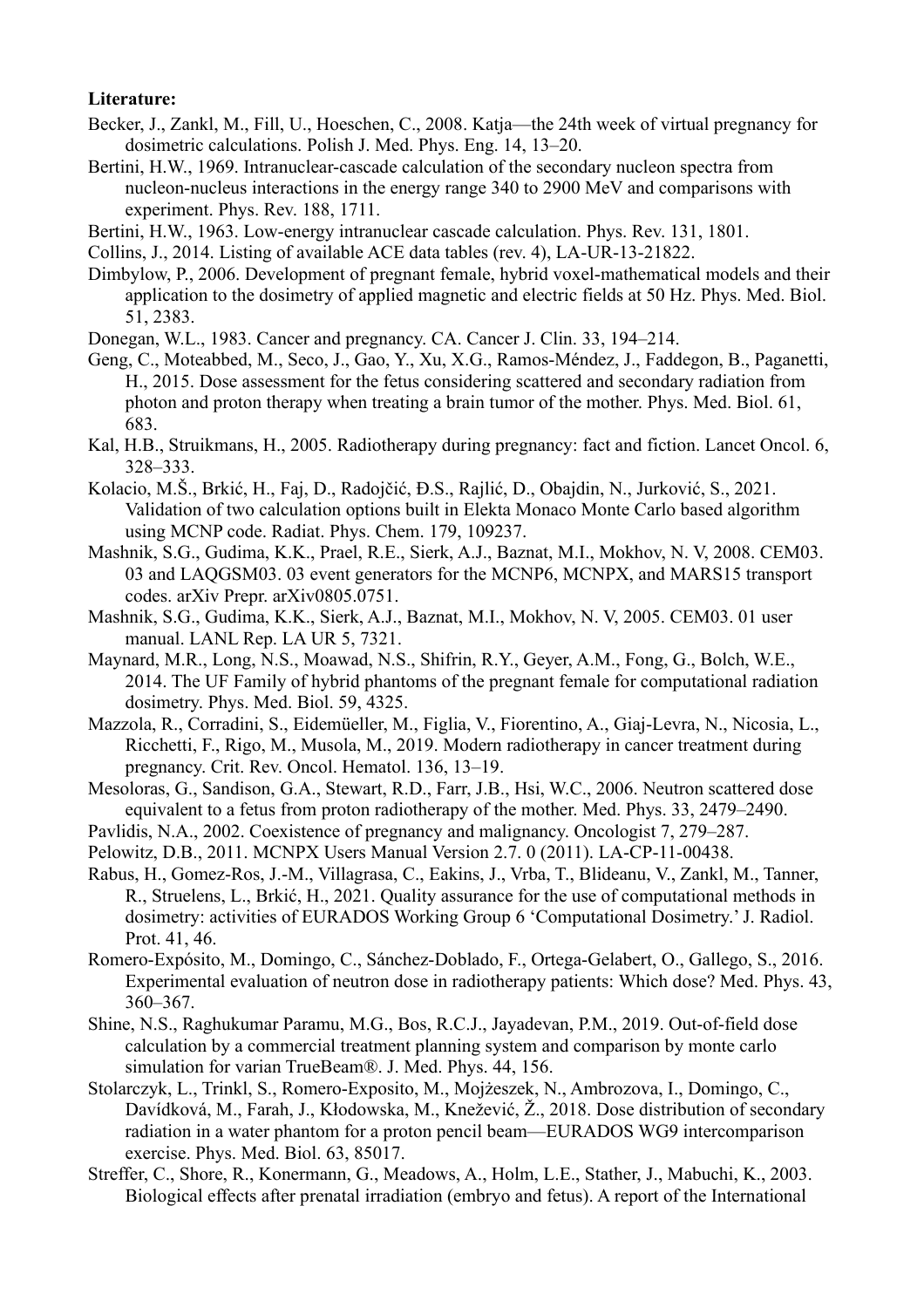**Literature:**

Becker, J., Zankl, M., Fill, U., Hoeschen, C., 2008. Katja—the 24th week of virtual pregnancy for dosimetric calculations. Polish J. Med. Phys. Eng. 14, 13–20.

Bertini, H.W., 1969. Intranuclear-cascade calculation of the secondary nucleon spectra from nucleon-nucleus interactions in the energy range 340 to 2900 MeV and comparisons with experiment. Phys. Rev. 188, 1711.

Bertini, H.W., 1963. Low-energy intranuclear cascade calculation. Phys. Rev. 131, 1801.

Collins, J., 2014. Listing of available ACE data tables (rev. 4), LA-UR-13-21822.

Dimbylow, P., 2006. Development of pregnant female, hybrid voxel-mathematical models and their application to the dosimetry of applied magnetic and electric fields at 50 Hz. Phys. Med. Biol. 51, 2383.

Donegan, W.L., 1983. Cancer and pregnancy. CA. Cancer J. Clin. 33, 194–214.

Geng, C., Moteabbed, M., Seco, J., Gao, Y., Xu, X.G., Ramos-Méndez, J., Faddegon, B., Paganetti, H., 2015. Dose assessment for the fetus considering scattered and secondary radiation from photon and proton therapy when treating a brain tumor of the mother. Phys. Med. Biol. 61, 683.

Kal, H.B., Struikmans, H., 2005. Radiotherapy during pregnancy: fact and fiction. Lancet Oncol. 6, 328–333.

Kolacio, M.Š., Brkić, H., Faj, D., Radojčić, Đ.S., Rajlić, D., Obajdin, N., Jurković, S., 2021. Validation of two calculation options built in Elekta Monaco Monte Carlo based algorithm using MCNP code. Radiat. Phys. Chem. 179, 109237.

Mashnik, S.G., Gudima, K.K., Prael, R.E., Sierk, A.J., Baznat, M.I., Mokhov, N. V, 2008. CEM03. 03 and LAQGSM03. 03 event generators for the MCNP6, MCNPX, and MARS15 transport codes. arXiv Prepr. arXiv0805.0751.

Mashnik, S.G., Gudima, K.K., Sierk, A.J., Baznat, M.I., Mokhov, N. V, 2005. CEM03. 01 user manual. LANL Rep. LA UR 5, 7321.

Maynard, M.R., Long, N.S., Moawad, N.S., Shifrin, R.Y., Geyer, A.M., Fong, G., Bolch, W.E., 2014. The UF Family of hybrid phantoms of the pregnant female for computational radiation dosimetry. Phys. Med. Biol. 59, 4325.

Mazzola, R., Corradini, S., Eidemüeller, M., Figlia, V., Fiorentino, A., Giaj-Levra, N., Nicosia, L., Ricchetti, F., Rigo, M., Musola, M., 2019. Modern radiotherapy in cancer treatment during pregnancy. Crit. Rev. Oncol. Hematol. 136, 13–19.

Mesoloras, G., Sandison, G.A., Stewart, R.D., Farr, J.B., Hsi, W.C., 2006. Neutron scattered dose equivalent to a fetus from proton radiotherapy of the mother. Med. Phys. 33, 2479–2490.

Pavlidis, N.A., 2002. Coexistence of pregnancy and malignancy. Oncologist 7, 279–287.

Pelowitz, D.B., 2011. MCNPX Users Manual Version 2.7. 0 (2011). LA-CP-11-00438.

Rabus, H., Gomez-Ros, J.-M., Villagrasa, C., Eakins, J., Vrba, T., Blideanu, V., Zankl, M., Tanner, R., Struelens, L., Brkić, H., 2021. Quality assurance for the use of computational methods in dosimetry: activities of EURADOS Working Group 6 'Computational Dosimetry.' J. Radiol. Prot. 41, 46.

Romero-Expósito, M., Domingo, C., Sánchez-Doblado, F., Ortega-Gelabert, O., Gallego, S., 2016. Experimental evaluation of neutron dose in radiotherapy patients: Which dose? Med. Phys. 43, 360–367.

Shine, N.S., Raghukumar Paramu, M.G., Bos, R.C.J., Jayadevan, P.M., 2019. Out-of-field dose calculation by a commercial treatment planning system and comparison by monte carlo simulation for varian TrueBeam®. J. Med. Phys. 44, 156.

Stolarczyk, L., Trinkl, S., Romero-Exposito, M., Mojżeszek, N., Ambrozova, I., Domingo, C., Davídková, M., Farah, J., Kłodowska, M., Knežević, Ž., 2018. Dose distribution of secondary radiation in a water phantom for a proton pencil beam—EURADOS WG9 intercomparison exercise. Phys. Med. Biol. 63, 85017.

Streffer, C., Shore, R., Konermann, G., Meadows, A., Holm, L.E., Stather, J., Mabuchi, K., 2003. Biological effects after prenatal irradiation (embryo and fetus). A report of the International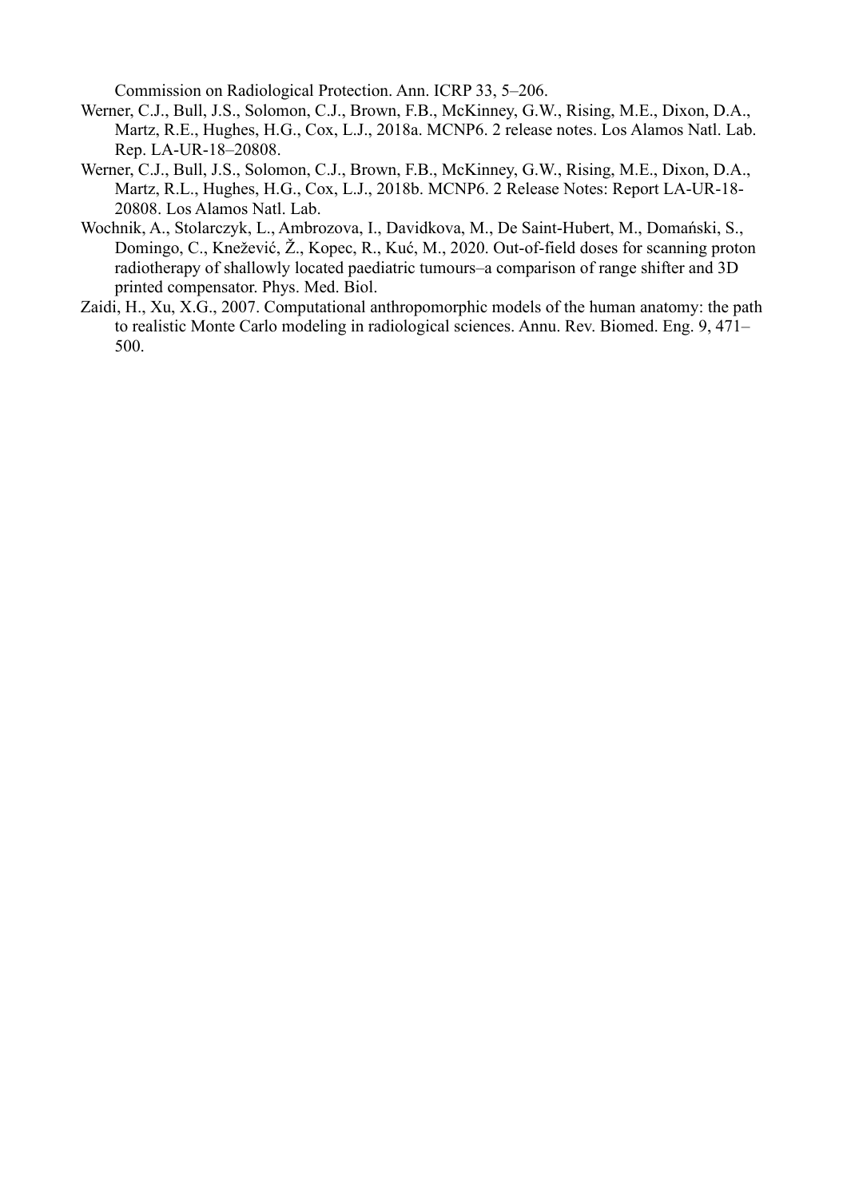Commission on Radiological Protection. Ann. ICRP 33, 5–206.

Werner, C.J., Bull, J.S., Solomon, C.J., Brown, F.B., McKinney, G.W., Rising, M.E., Dixon, D.A., Martz, R.E., Hughes, H.G., Cox, L.J., 2018a. MCNP6. 2 release notes. Los Alamos Natl. Lab. Rep. LA-UR-18–20808.

Werner, C.J., Bull, J.S., Solomon, C.J., Brown, F.B., McKinney, G.W., Rising, M.E., Dixon, D.A., Martz, R.L., Hughes, H.G., Cox, L.J., 2018b. MCNP6. 2 Release Notes: Report LA-UR-18-20808. Los Alamos Natl. Lab.

Wochnik, A., Stolarczyk, L., Ambrozova, I., Davidkova, M., De Saint-Hubert, M., Domański, S., Domingo, C., Knežević, Ž., Kopec, R., Kuć, M., 2020. Out-of-field doses for scanning proton radiotherapy of shallowly located paediatric tumours–a comparison of range shifter and 3D printed compensator. Phys. Med. Biol.

Zaidi, H., Xu, X.G., 2007. Computational anthropomorphic models of the human anatomy: the path to realistic Monte Carlo modeling in radiological sciences. Annu. Rev. Biomed. Eng. 9, 471–500.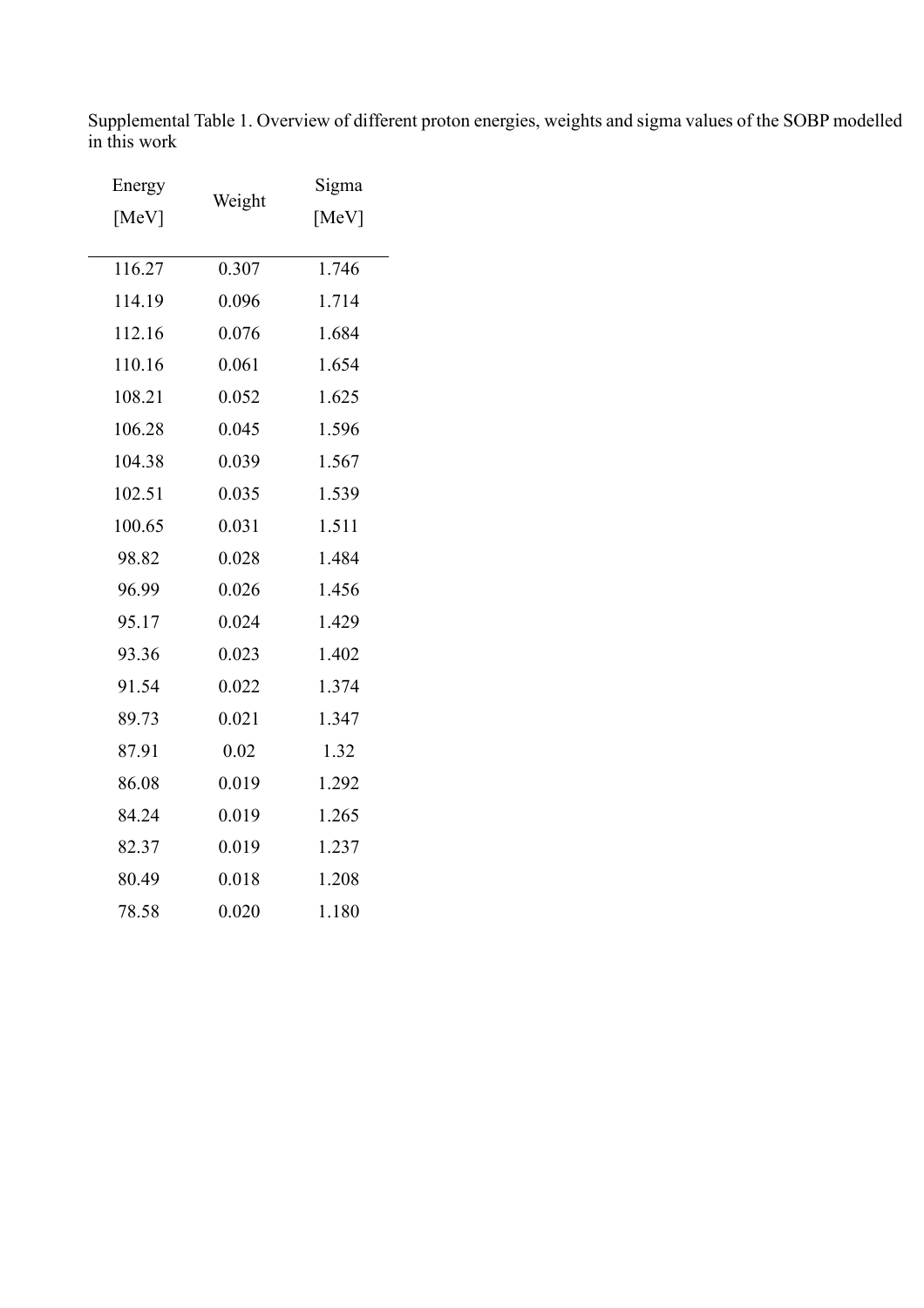Supplemental Table 1. Overview of different proton energies, weights and sigma values of the SOBP modelled in this work

| Energy [MeV] | Weight | Sigma [MeV] |
| --- | --- | --- |
| 116.27 | 0.307 | 1.746 |
| 114.19 | 0.096 | 1.714 |
| 112.16 | 0.076 | 1.684 |
| 110.16 | 0.061 | 1.654 |
| 108.21 | 0.052 | 1.625 |
| 106.28 | 0.045 | 1.596 |
| 104.38 | 0.039 | 1.567 |
| 102.51 | 0.035 | 1.539 |
| 100.65 | 0.031 | 1.511 |
| 98.82 | 0.028 | 1.484 |
| 96.99 | 0.026 | 1.456 |
| 95.17 | 0.024 | 1.429 |
| 93.36 | 0.023 | 1.402 |
| 91.54 | 0.022 | 1.374 |
| 89.73 | 0.021 | 1.347 |
| 87.91 | 0.02 | 1.32 |
| 86.08 | 0.019 | 1.292 |
| 84.24 | 0.019 | 1.265 |
| 82.37 | 0.019 | 1.237 |
| 80.49 | 0.018 | 1.208 |
| 78.58 | 0.020 | 1.180 |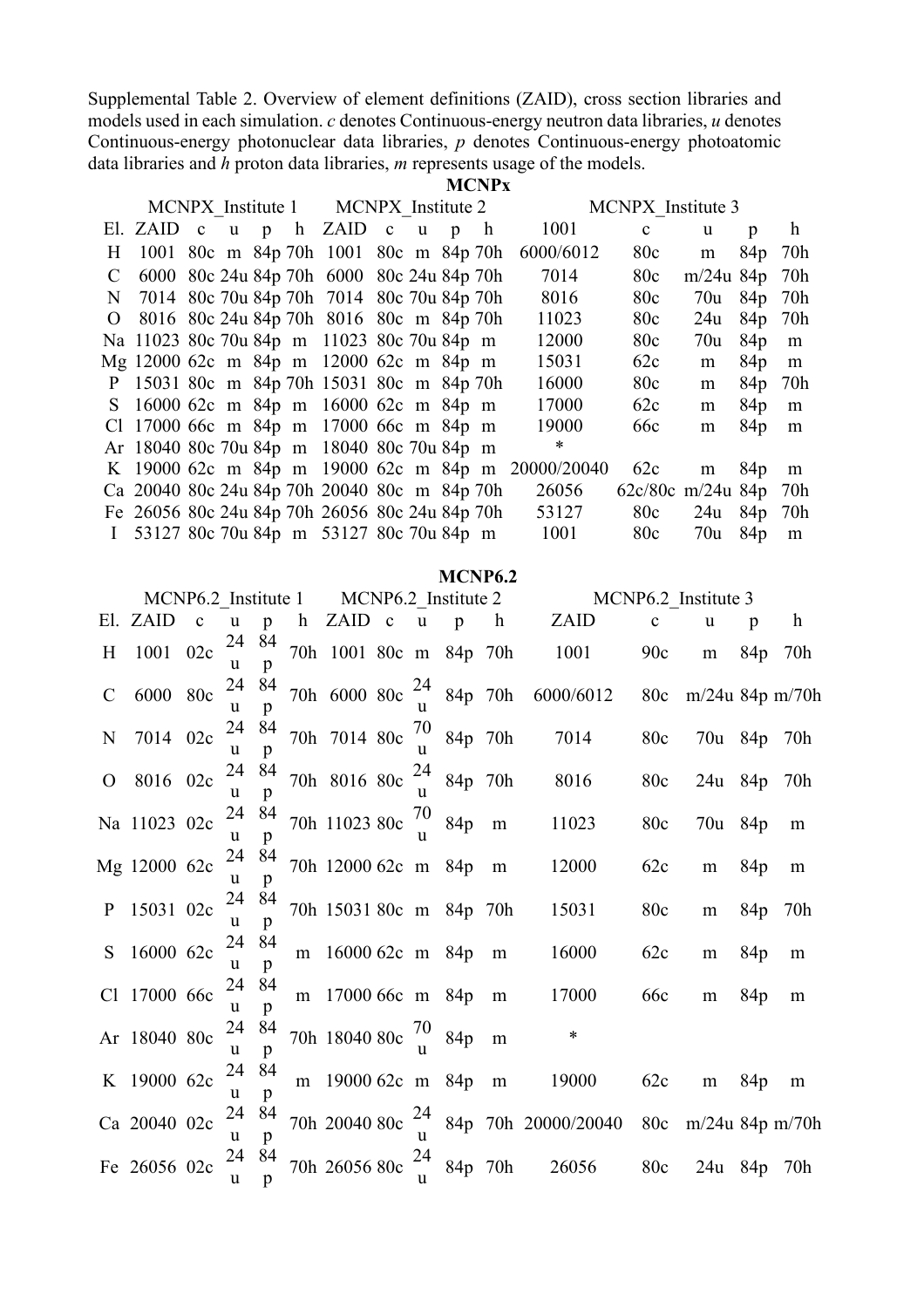Supplemental Table 2. Overview of element definitions (ZAID), cross section libraries and models used in each simulation. *c* denotes Continuous-energy neutron data libraries, *u* denotes Continuous-energy photonuclear data libraries, *p* denotes Continuous-energy photoatomic data libraries and *h* proton data libraries, *m* represents usage of the models.

**MCNPx**

| | MCNPX_Institute 1 | | | | | MCNPX_Institute 2 | | | | | MCNPX_Institute 3 | | | | |
|---|---|---|---|---|---|---|---|---|---|---|---|---|---|---|---|
| El. | ZAID | c | u | p | h | ZAID | c | u | p | h | 1001 | c | u | p | h |
| H | 1001 | 80c | m | 84p | 70h | 1001 | 80c | m | 84p | 70h | 6000/6012 | 80c | m | 84p | 70h |
| C | 6000 | 80c | 24u | 84p | 70h | 6000 | 80c | 24u | 84p | 70h | 7014 | 80c | m/24u | 84p | 70h |
| N | 7014 | 80c | 70u | 84p | 70h | 7014 | 80c | 70u | 84p | 70h | 8016 | 80c | 70u | 84p | 70h |
| O | 8016 | 80c | 24u | 84p | 70h | 8016 | 80c | m | 84p | 70h | 11023 | 80c | 24u | 84p | 70h |
| Na | 11023 | 80c | 70u | 84p | m | 11023 | 80c | 70u | 84p | m | 12000 | 80c | 70u | 84p | m |
| Mg | 12000 | 62c | m | 84p | m | 12000 | 62c | m | 84p | m | 15031 | 62c | m | 84p | m |
| P | 15031 | 80c | m | 84p | 70h | 15031 | 80c | m | 84p | 70h | 16000 | 80c | m | 84p | 70h |
| S | 16000 | 62c | m | 84p | m | 16000 | 62c | m | 84p | m | 17000 | 62c | m | 84p | m |
| Cl | 17000 | 66c | m | 84p | m | 17000 | 66c | m | 84p | m | 19000 | 66c | m | 84p | m |
| Ar | 18040 | 80c | 70u | 84p | m | 18040 | 80c | 70u | 84p | m | * | | | | |
| K | 19000 | 62c | m | 84p | m | 19000 | 62c | m | 84p | m | 20000/20040 | 62c | m | 84p | m |
| Ca | 20040 | 80c | 24u | 84p | 70h | 20040 | 80c | m | 84p | 70h | 26056 | 62c/80c | m/24u | 84p | 70h |
| Fe | 26056 | 80c | 24u | 84p | 70h | 26056 | 80c | 24u | 84p | 70h | 53127 | 80c | 24u | 84p | 70h |
| I | 53127 | 80c | 70u | 84p | m | 53127 | 80c | 70u | 84p | m | 1001 | 80c | 70u | 84p | m |

**MCNP6.2**

| | MCNP6.2_Institute 1 | | | | | MCNP6.2_Institute 2 | | | | | MCNP6.2_Institute 3 | | | | |
|---|---|---|---|---|---|---|---|---|---|---|---|---|---|---|---|
| El. | ZAID | c | u | p | h | ZAID | c | u | p | h | ZAID | c | u | p | h |
| H | 1001 | 02c | 24u | 84p | 70h | 1001 | 80c | m | 84p | 70h | 1001 | 90c | m | 84p | 70h |
| C | 6000 | 80c | 24u | 84p | 70h | 6000 | 80c | 24u | 84p | 70h | 6000/6012 | 80c | m/24u | 84p | m/70h |
| N | 7014 | 02c | 24u | 84p | 70h | 7014 | 80c | 70u | 84p | 70h | 7014 | 80c | 70u | 84p | 70h |
| O | 8016 | 02c | 24u | 84p | 70h | 8016 | 80c | 24u | 84p | 70h | 8016 | 80c | 24u | 84p | 70h |
| Na | 11023 | 02c | 24u | 84p | 70h | 11023 | 80c | 70u | 84p | m | 11023 | 80c | 70u | 84p | m |
| Mg | 12000 | 62c | 24u | 84p | 70h | 12000 | 62c | m | 84p | m | 12000 | 62c | m | 84p | m |
| P | 15031 | 02c | 24u | 84p | 70h | 15031 | 80c | m | 84p | 70h | 15031 | 80c | m | 84p | 70h |
| S | 16000 | 62c | 24u | 84p | m | 16000 | 62c | m | 84p | m | 16000 | 62c | m | 84p | m |
| Cl | 17000 | 66c | 24u | 84p | m | 17000 | 66c | m | 84p | m | 17000 | 66c | m | 84p | m |
| Ar | 18040 | 80c | 24u | 84p | 70h | 18040 | 80c | 70u | 84p | m | * | | | | |
| K | 19000 | 62c | 24u | 84p | m | 19000 | 62c | m | 84p | m | 19000 | 62c | m | 84p | m |
| Ca | 20040 | 02c | 24u | 84p | 70h | 20040 | 80c | 24u | 84p | 70h | 20000/20040 | 80c | m/24u | 84p | m/70h |
| Fe | 26056 | 02c | 24u | 84p | 70h | 26056 | 80c | 24u | 84p | 70h | 26056 | 80c | 24u | 84p | 70h |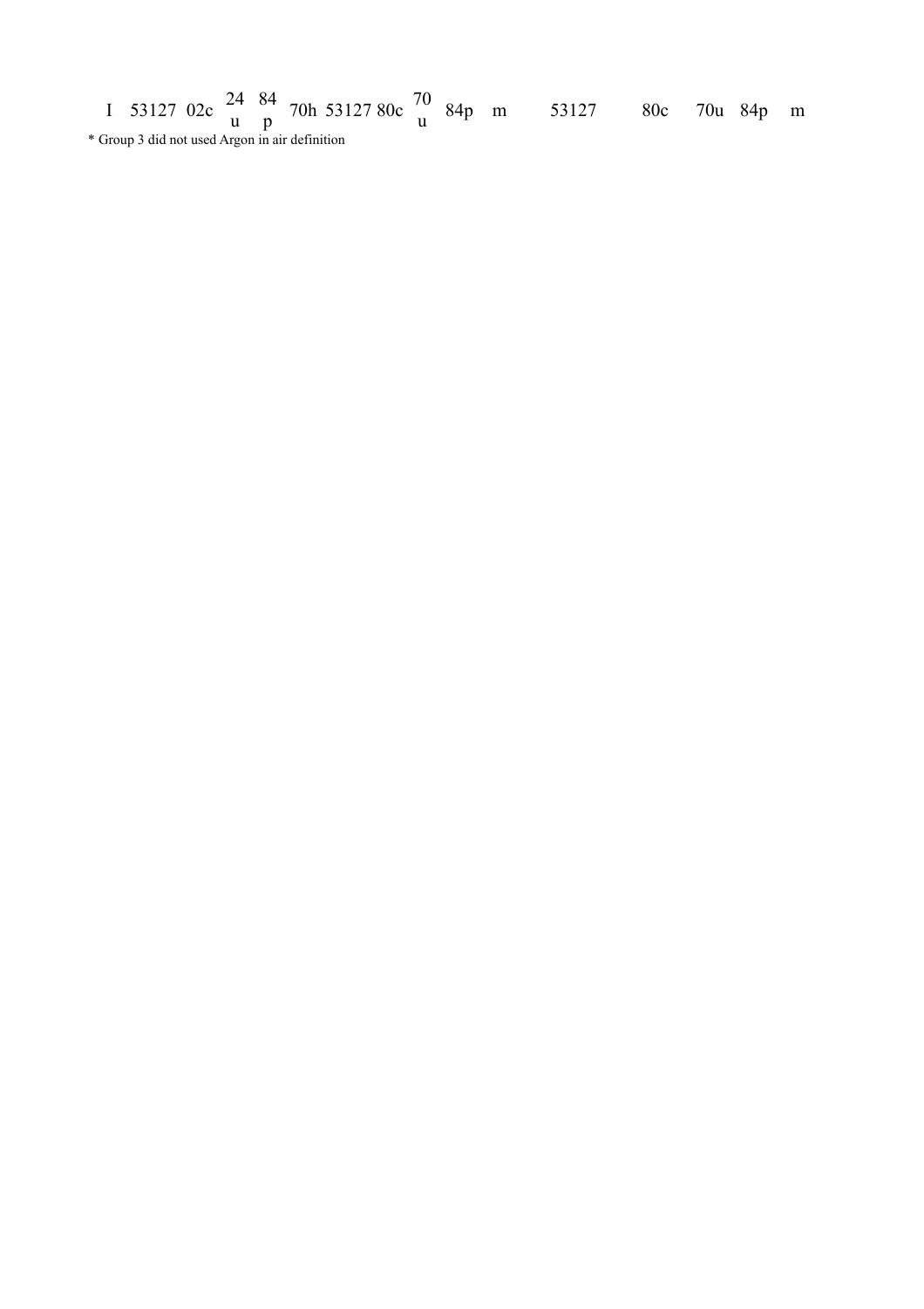| | | | | | | | | | | | | | | |
|---|---|---|---|---|---|---|---|---|---|---|---|---|---|---|
| I | 53127 | 02c | 24 u | 84 p | 70h | 53127 | 80c | 70 u | 84p | m | 53127 | 80c | 70u | 84p | m |

\* Group 3 did not used Argon in air definition